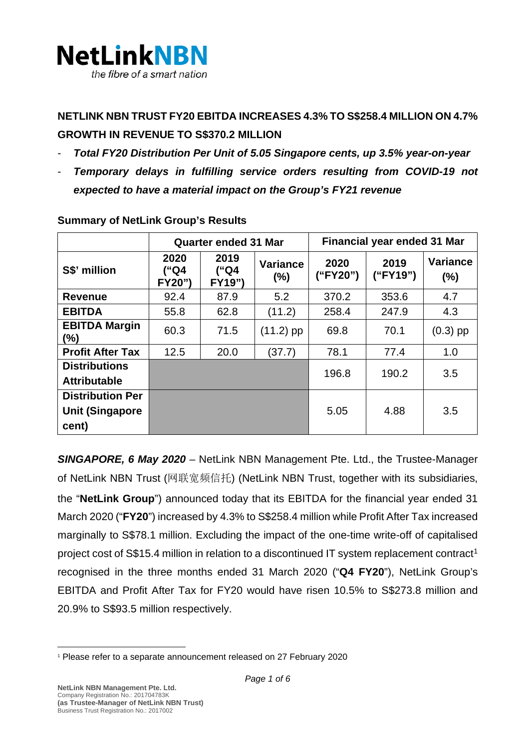**NetLinkNBN**
*the fibre of a smart nation*

**NETLINK NBN TRUST FY20 EBITDA INCREASES 4.3% TO S$258.4 MILLION ON 4.7% GROWTH IN REVENUE TO S$370.2 MILLION**

- ***Total FY20 Distribution Per Unit of 5.05 Singapore cents, up 3.5% year-on-year***
- ***Temporary delays in fulfilling service orders resulting from COVID-19 not expected to have a material impact on the Group's FY21 revenue***

**Summary of NetLink Group's Results**

| | Quarter ended 31 Mar | | | Financial year ended 31 Mar | | |
|---|---|---|---|---|---|---|
| **S$' million** | **2020 ("Q4 FY20")** | **2019 ("Q4 FY19")** | **Variance (%)** | **2020 ("FY20")** | **2019 ("FY19")** | **Variance (%)** |
| **Revenue** | 92.4 | 87.9 | 5.2 | 370.2 | 353.6 | 4.7 |
| **EBITDA** | 55.8 | 62.8 | (11.2) | 258.4 | 247.9 | 4.3 |
| **EBITDA Margin (%)** | 60.3 | 71.5 | (11.2) pp | 69.8 | 70.1 | (0.3) pp |
| **Profit After Tax** | 12.5 | 20.0 | (37.7) | 78.1 | 77.4 | 1.0 |
| **Distributions Attributable** | | | | 196.8 | 190.2 | 3.5 |
| **Distribution Per Unit (Singapore cent)** | | | | 5.05 | 4.88 | 3.5 |

***SINGAPORE, 6 May 2020*** – NetLink NBN Management Pte. Ltd., the Trustee-Manager of NetLink NBN Trust (网联宽频信托) (NetLink NBN Trust, together with its subsidiaries, the "**NetLink Group**") announced today that its EBITDA for the financial year ended 31 March 2020 ("**FY20**") increased by 4.3% to S$258.4 million while Profit After Tax increased marginally to S$78.1 million. Excluding the impact of the one-time write-off of capitalised project cost of S$15.4 million in relation to a discontinued IT system replacement contract[1] recognised in the three months ended 31 March 2020 ("**Q4 FY20**"), NetLink Group's EBITDA and Profit After Tax for FY20 would have risen 10.5% to S$273.8 million and 20.9% to S$93.5 million respectively.

[1] Please refer to a separate announcement released on 27 February 2020

**NetLink NBN Management Pte. Ltd.**
Company Registration No.: 201704783K
**(as Trustee-Manager of NetLink NBN Trust)**
Business Trust Registration No.: 2017002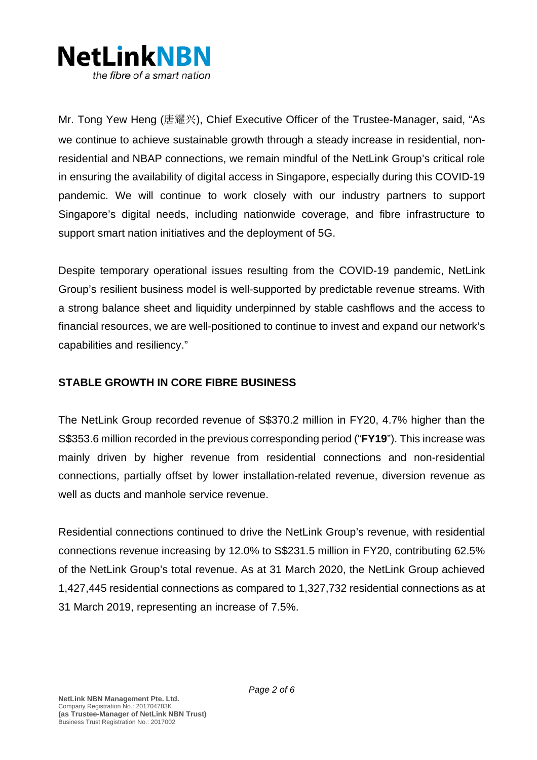Mr. Tong Yew Heng (唐耀兴), Chief Executive Officer of the Trustee-Manager, said, "As we continue to achieve sustainable growth through a steady increase in residential, non-residential and NBAP connections, we remain mindful of the NetLink Group's critical role in ensuring the availability of digital access in Singapore, especially during this COVID-19 pandemic. We will continue to work closely with our industry partners to support Singapore's digital needs, including nationwide coverage, and fibre infrastructure to support smart nation initiatives and the deployment of 5G.

Despite temporary operational issues resulting from the COVID-19 pandemic, NetLink Group's resilient business model is well-supported by predictable revenue streams. With a strong balance sheet and liquidity underpinned by stable cashflows and the access to financial resources, we are well-positioned to continue to invest and expand our network's capabilities and resiliency."

## STABLE GROWTH IN CORE FIBRE BUSINESS

The NetLink Group recorded revenue of S$370.2 million in FY20, 4.7% higher than the S$353.6 million recorded in the previous corresponding period ("**FY19**"). This increase was mainly driven by higher revenue from residential connections and non-residential connections, partially offset by lower installation-related revenue, diversion revenue as well as ducts and manhole service revenue.

Residential connections continued to drive the NetLink Group's revenue, with residential connections revenue increasing by 12.0% to S$231.5 million in FY20, contributing 62.5% of the NetLink Group's total revenue. As at 31 March 2020, the NetLink Group achieved 1,427,445 residential connections as compared to 1,327,732 residential connections as at 31 March 2019, representing an increase of 7.5%.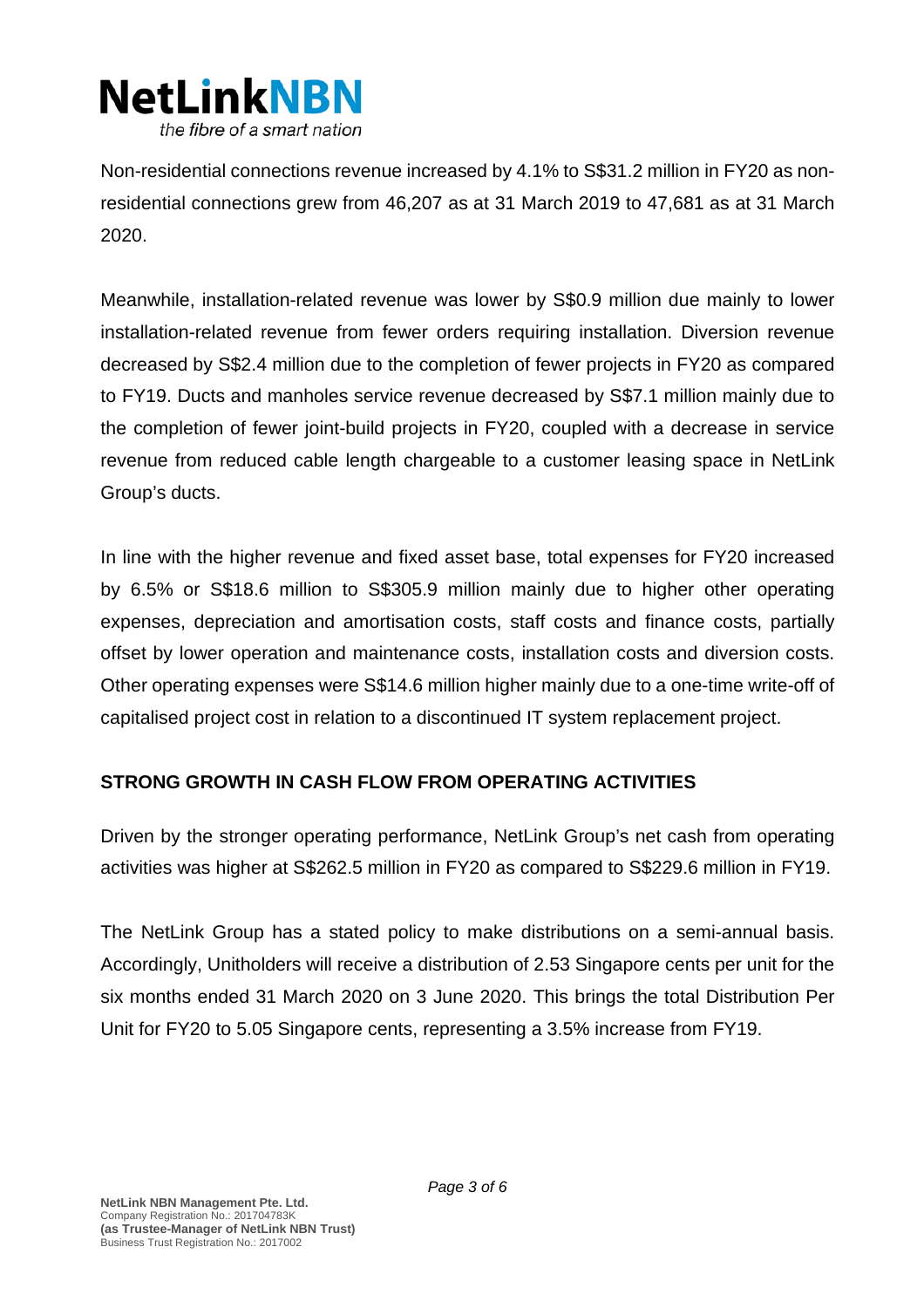Non-residential connections revenue increased by 4.1% to S$31.2 million in FY20 as non-residential connections grew from 46,207 as at 31 March 2019 to 47,681 as at 31 March 2020.

Meanwhile, installation-related revenue was lower by S$0.9 million due mainly to lower installation-related revenue from fewer orders requiring installation. Diversion revenue decreased by S$2.4 million due to the completion of fewer projects in FY20 as compared to FY19. Ducts and manholes service revenue decreased by S$7.1 million mainly due to the completion of fewer joint-build projects in FY20, coupled with a decrease in service revenue from reduced cable length chargeable to a customer leasing space in NetLink Group's ducts.

In line with the higher revenue and fixed asset base, total expenses for FY20 increased by 6.5% or S$18.6 million to S$305.9 million mainly due to higher other operating expenses, depreciation and amortisation costs, staff costs and finance costs, partially offset by lower operation and maintenance costs, installation costs and diversion costs. Other operating expenses were S$14.6 million higher mainly due to a one-time write-off of capitalised project cost in relation to a discontinued IT system replacement project.

**STRONG GROWTH IN CASH FLOW FROM OPERATING ACTIVITIES**

Driven by the stronger operating performance, NetLink Group's net cash from operating activities was higher at S$262.5 million in FY20 as compared to S$229.6 million in FY19.

The NetLink Group has a stated policy to make distributions on a semi-annual basis. Accordingly, Unitholders will receive a distribution of 2.53 Singapore cents per unit for the six months ended 31 March 2020 on 3 June 2020. This brings the total Distribution Per Unit for FY20 to 5.05 Singapore cents, representing a 3.5% increase from FY19.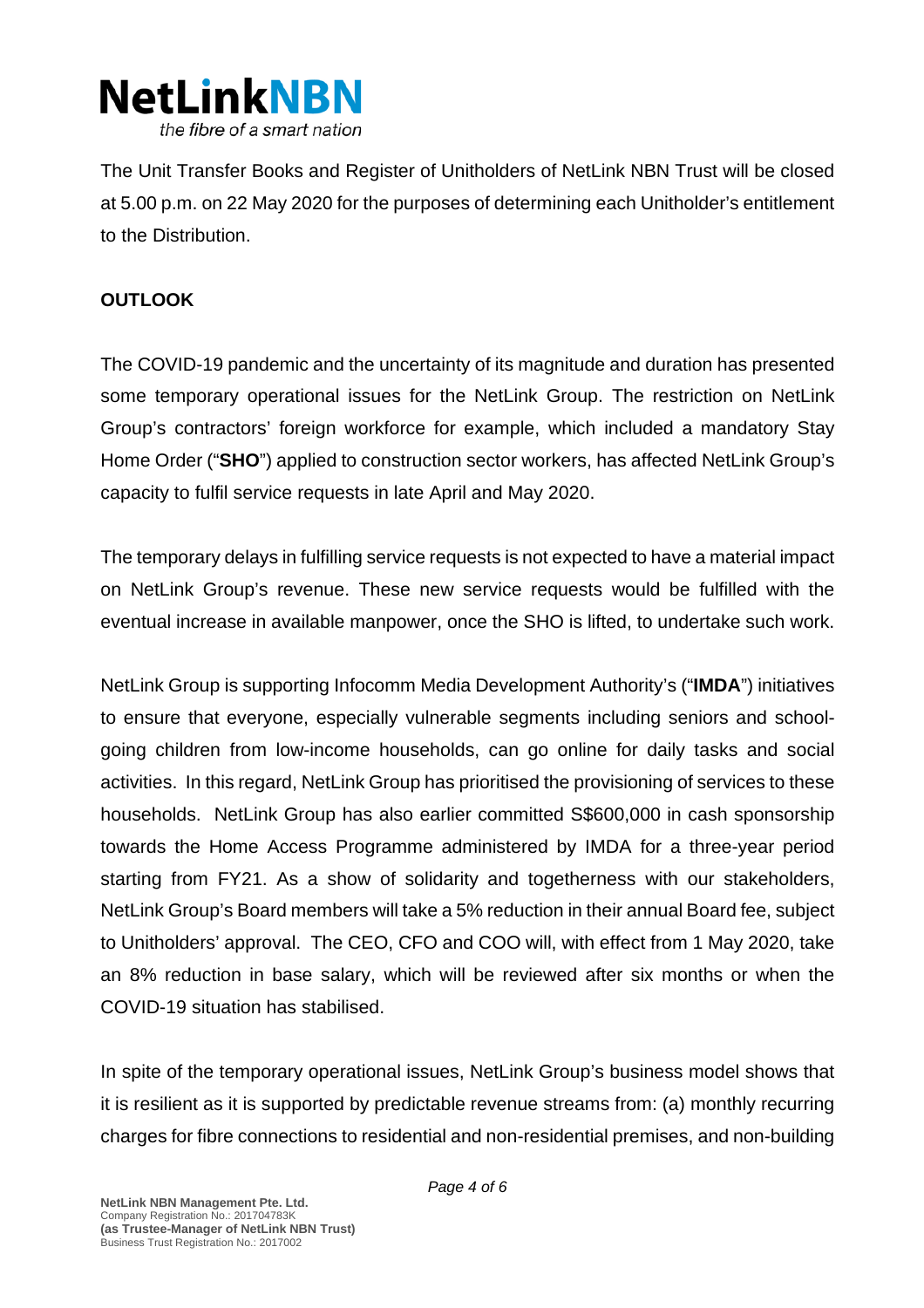The Unit Transfer Books and Register of Unitholders of NetLink NBN Trust will be closed at 5.00 p.m. on 22 May 2020 for the purposes of determining each Unitholder's entitlement to the Distribution.

**OUTLOOK**

The COVID-19 pandemic and the uncertainty of its magnitude and duration has presented some temporary operational issues for the NetLink Group. The restriction on NetLink Group's contractors' foreign workforce for example, which included a mandatory Stay Home Order ("**SHO**") applied to construction sector workers, has affected NetLink Group's capacity to fulfil service requests in late April and May 2020.

The temporary delays in fulfilling service requests is not expected to have a material impact on NetLink Group's revenue. These new service requests would be fulfilled with the eventual increase in available manpower, once the SHO is lifted, to undertake such work.

NetLink Group is supporting Infocomm Media Development Authority's ("**IMDA**") initiatives to ensure that everyone, especially vulnerable segments including seniors and school-going children from low-income households, can go online for daily tasks and social activities. In this regard, NetLink Group has prioritised the provisioning of services to these households. NetLink Group has also earlier committed S$600,000 in cash sponsorship towards the Home Access Programme administered by IMDA for a three-year period starting from FY21. As a show of solidarity and togetherness with our stakeholders, NetLink Group's Board members will take a 5% reduction in their annual Board fee, subject to Unitholders' approval. The CEO, CFO and COO will, with effect from 1 May 2020, take an 8% reduction in base salary, which will be reviewed after six months or when the COVID-19 situation has stabilised.

In spite of the temporary operational issues, NetLink Group's business model shows that it is resilient as it is supported by predictable revenue streams from: (a) monthly recurring charges for fibre connections to residential and non-residential premises, and non-building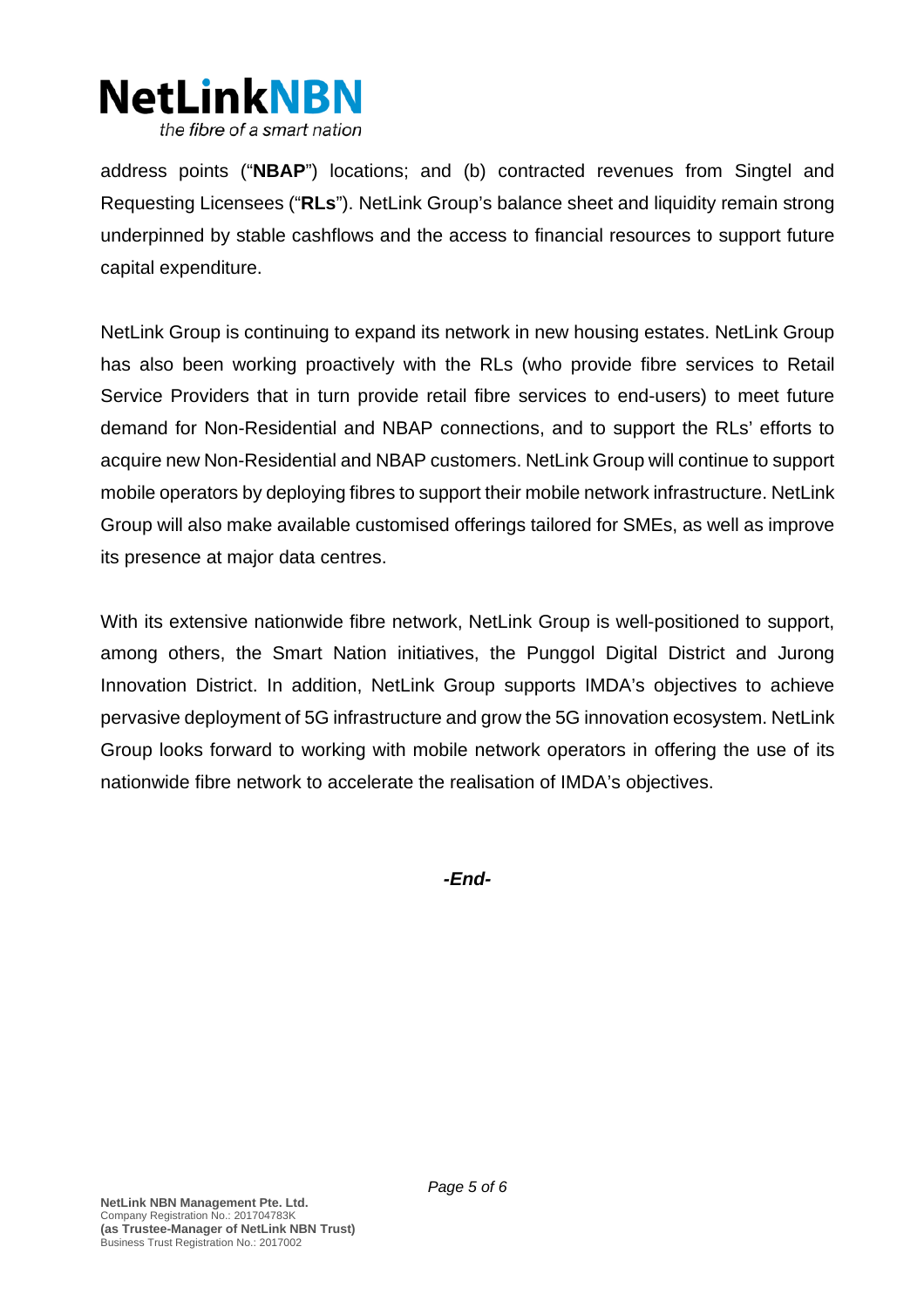address points ("**NBAP**") locations; and (b) contracted revenues from Singtel and Requesting Licensees ("**RLs**"). NetLink Group's balance sheet and liquidity remain strong underpinned by stable cashflows and the access to financial resources to support future capital expenditure.

NetLink Group is continuing to expand its network in new housing estates. NetLink Group has also been working proactively with the RLs (who provide fibre services to Retail Service Providers that in turn provide retail fibre services to end-users) to meet future demand for Non-Residential and NBAP connections, and to support the RLs' efforts to acquire new Non-Residential and NBAP customers. NetLink Group will continue to support mobile operators by deploying fibres to support their mobile network infrastructure. NetLink Group will also make available customised offerings tailored for SMEs, as well as improve its presence at major data centres.

With its extensive nationwide fibre network, NetLink Group is well-positioned to support, among others, the Smart Nation initiatives, the Punggol Digital District and Jurong Innovation District. In addition, NetLink Group supports IMDA's objectives to achieve pervasive deployment of 5G infrastructure and grow the 5G innovation ecosystem. NetLink Group looks forward to working with mobile network operators in offering the use of its nationwide fibre network to accelerate the realisation of IMDA's objectives.

***-End-***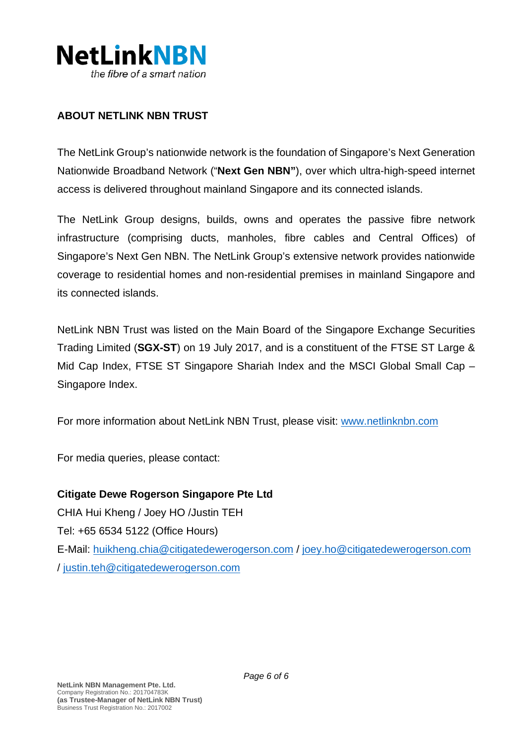NetLinkNBN
*the fibre of a smart nation*

## ABOUT NETLINK NBN TRUST

The NetLink Group's nationwide network is the foundation of Singapore's Next Generation Nationwide Broadband Network ("**Next Gen NBN"**), over which ultra-high-speed internet access is delivered throughout mainland Singapore and its connected islands.

The NetLink Group designs, builds, owns and operates the passive fibre network infrastructure (comprising ducts, manholes, fibre cables and Central Offices) of Singapore's Next Gen NBN. The NetLink Group's extensive network provides nationwide coverage to residential homes and non-residential premises in mainland Singapore and its connected islands.

NetLink NBN Trust was listed on the Main Board of the Singapore Exchange Securities Trading Limited (**SGX-ST**) on 19 July 2017, and is a constituent of the FTSE ST Large & Mid Cap Index, FTSE ST Singapore Shariah Index and the MSCI Global Small Cap – Singapore Index.

For more information about NetLink NBN Trust, please visit: www.netlinknbn.com

For media queries, please contact:

**Citigate Dewe Rogerson Singapore Pte Ltd**
CHIA Hui Kheng / Joey HO /Justin TEH
Tel: +65 6534 5122 (Office Hours)
E-Mail: huikheng.chia@citigatedewerogerson.com / joey.ho@citigatedewerogerson.com / justin.teh@citigatedewerogerson.com

**NetLink NBN Management Pte. Ltd.**
Company Registration No.: 201704783K
**(as Trustee-Manager of NetLink NBN Trust)**
Business Trust Registration No.: 2017002